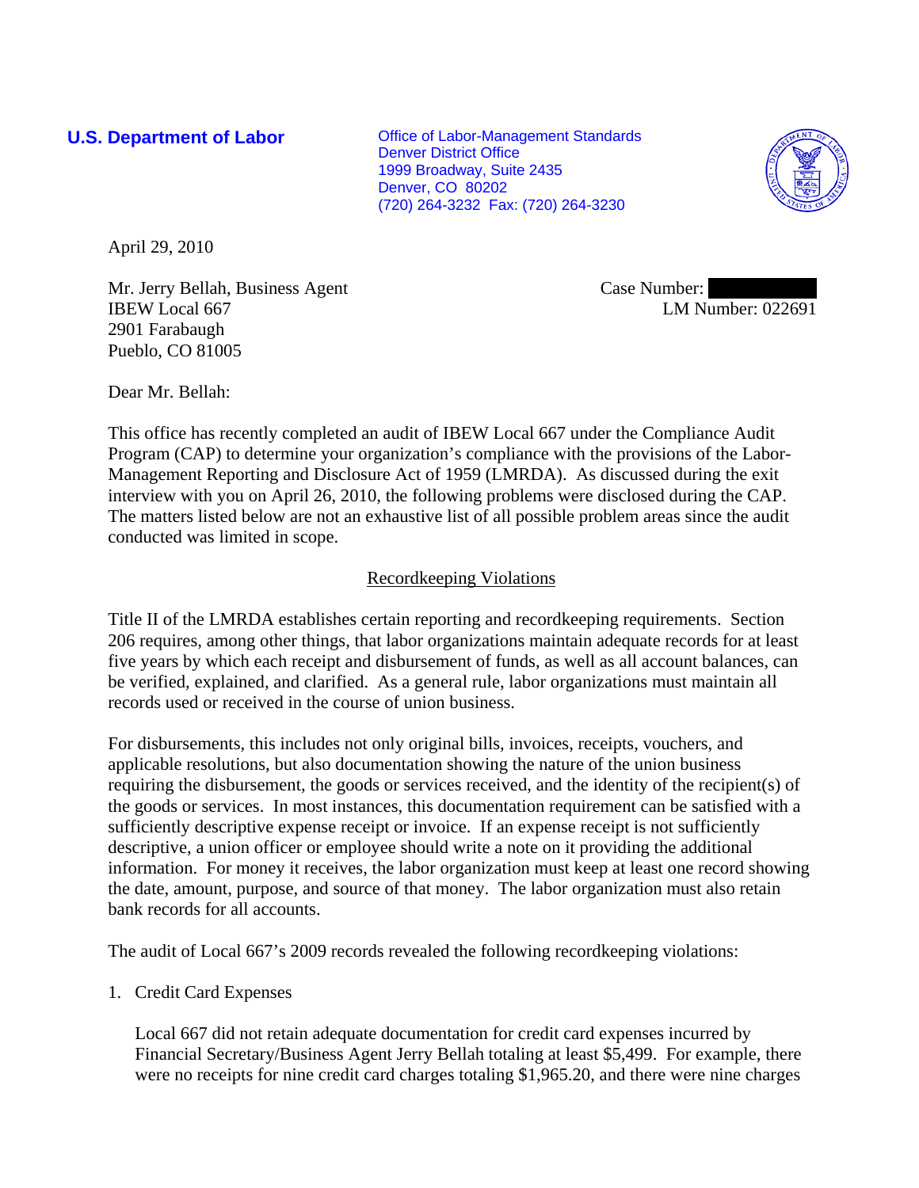**U.S. Department of Labor**

Office of Labor-Management Standards
Denver District Office
1999 Broadway, Suite 2435
Denver, CO 80202
(720) 264-3232 Fax: (720) 264-3230

April 29, 2010

Mr. Jerry Bellah, Business Agent
IBEW Local 667
2901 Farabaugh
Pueblo, CO 81005

Case Number: 
LM Number: 022691

Dear Mr. Bellah:

This office has recently completed an audit of IBEW Local 667 under the Compliance Audit Program (CAP) to determine your organization's compliance with the provisions of the Labor-Management Reporting and Disclosure Act of 1959 (LMRDA). As discussed during the exit interview with you on April 26, 2010, the following problems were disclosed during the CAP. The matters listed below are not an exhaustive list of all possible problem areas since the audit conducted was limited in scope.

## Recordkeeping Violations

Title II of the LMRDA establishes certain reporting and recordkeeping requirements. Section 206 requires, among other things, that labor organizations maintain adequate records for at least five years by which each receipt and disbursement of funds, as well as all account balances, can be verified, explained, and clarified. As a general rule, labor organizations must maintain all records used or received in the course of union business.

For disbursements, this includes not only original bills, invoices, receipts, vouchers, and applicable resolutions, but also documentation showing the nature of the union business requiring the disbursement, the goods or services received, and the identity of the recipient(s) of the goods or services. In most instances, this documentation requirement can be satisfied with a sufficiently descriptive expense receipt or invoice. If an expense receipt is not sufficiently descriptive, a union officer or employee should write a note on it providing the additional information. For money it receives, the labor organization must keep at least one record showing the date, amount, purpose, and source of that money. The labor organization must also retain bank records for all accounts.

The audit of Local 667's 2009 records revealed the following recordkeeping violations:

1. Credit Card Expenses

   Local 667 did not retain adequate documentation for credit card expenses incurred by Financial Secretary/Business Agent Jerry Bellah totaling at least $5,499. For example, there were no receipts for nine credit card charges totaling $1,965.20, and there were nine charges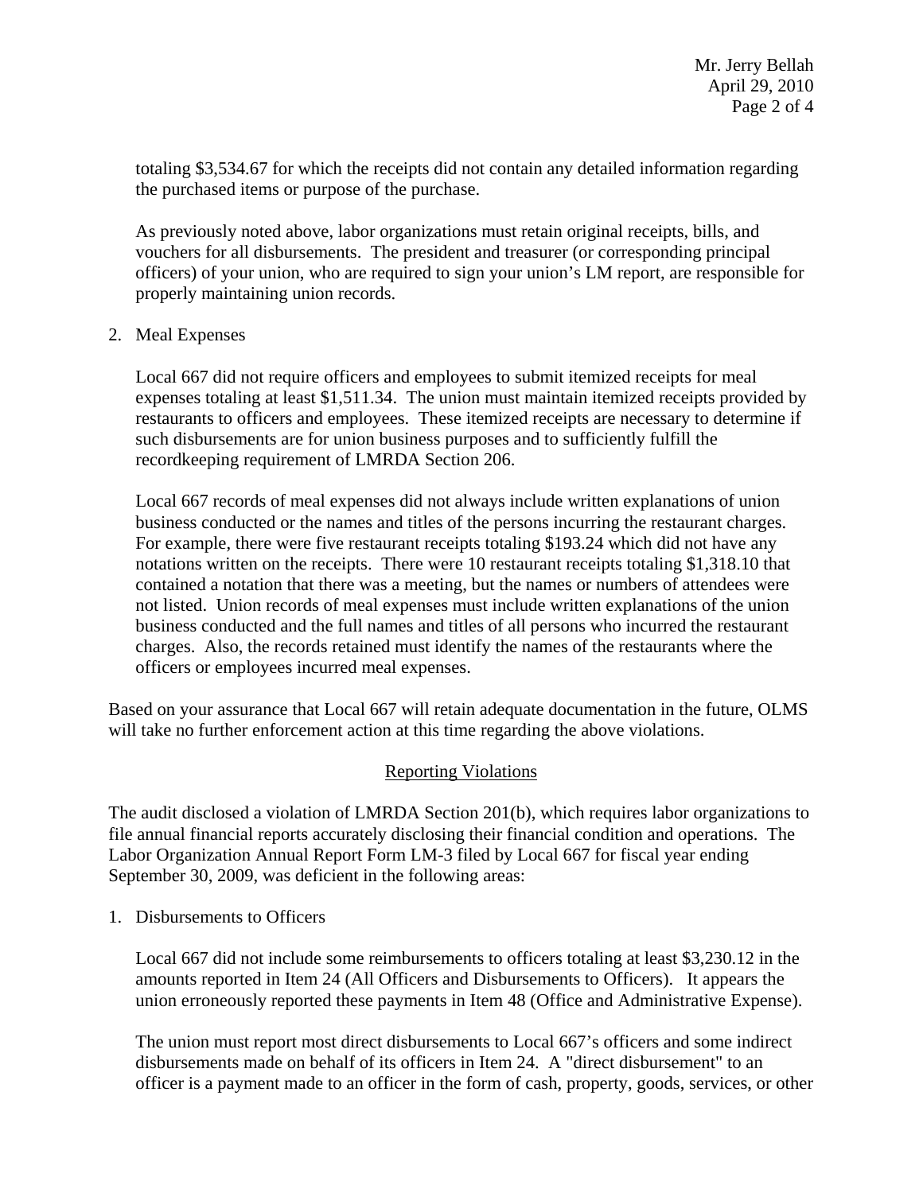totaling $3,534.67 for which the receipts did not contain any detailed information regarding the purchased items or purpose of the purchase.

As previously noted above, labor organizations must retain original receipts, bills, and vouchers for all disbursements. The president and treasurer (or corresponding principal officers) of your union, who are required to sign your union's LM report, are responsible for properly maintaining union records.

2. Meal Expenses

   Local 667 did not require officers and employees to submit itemized receipts for meal expenses totaling at least $1,511.34. The union must maintain itemized receipts provided by restaurants to officers and employees. These itemized receipts are necessary to determine if such disbursements are for union business purposes and to sufficiently fulfill the recordkeeping requirement of LMRDA Section 206.

   Local 667 records of meal expenses did not always include written explanations of union business conducted or the names and titles of the persons incurring the restaurant charges. For example, there were five restaurant receipts totaling $193.24 which did not have any notations written on the receipts. There were 10 restaurant receipts totaling $1,318.10 that contained a notation that there was a meeting, but the names or numbers of attendees were not listed. Union records of meal expenses must include written explanations of the union business conducted and the full names and titles of all persons who incurred the restaurant charges. Also, the records retained must identify the names of the restaurants where the officers or employees incurred meal expenses.

Based on your assurance that Local 667 will retain adequate documentation in the future, OLMS will take no further enforcement action at this time regarding the above violations.

## Reporting Violations

The audit disclosed a violation of LMRDA Section 201(b), which requires labor organizations to file annual financial reports accurately disclosing their financial condition and operations. The Labor Organization Annual Report Form LM-3 filed by Local 667 for fiscal year ending September 30, 2009, was deficient in the following areas:

1. Disbursements to Officers

   Local 667 did not include some reimbursements to officers totaling at least $3,230.12 in the amounts reported in Item 24 (All Officers and Disbursements to Officers). It appears the union erroneously reported these payments in Item 48 (Office and Administrative Expense).

   The union must report most direct disbursements to Local 667's officers and some indirect disbursements made on behalf of its officers in Item 24. A "direct disbursement" to an officer is a payment made to an officer in the form of cash, property, goods, services, or other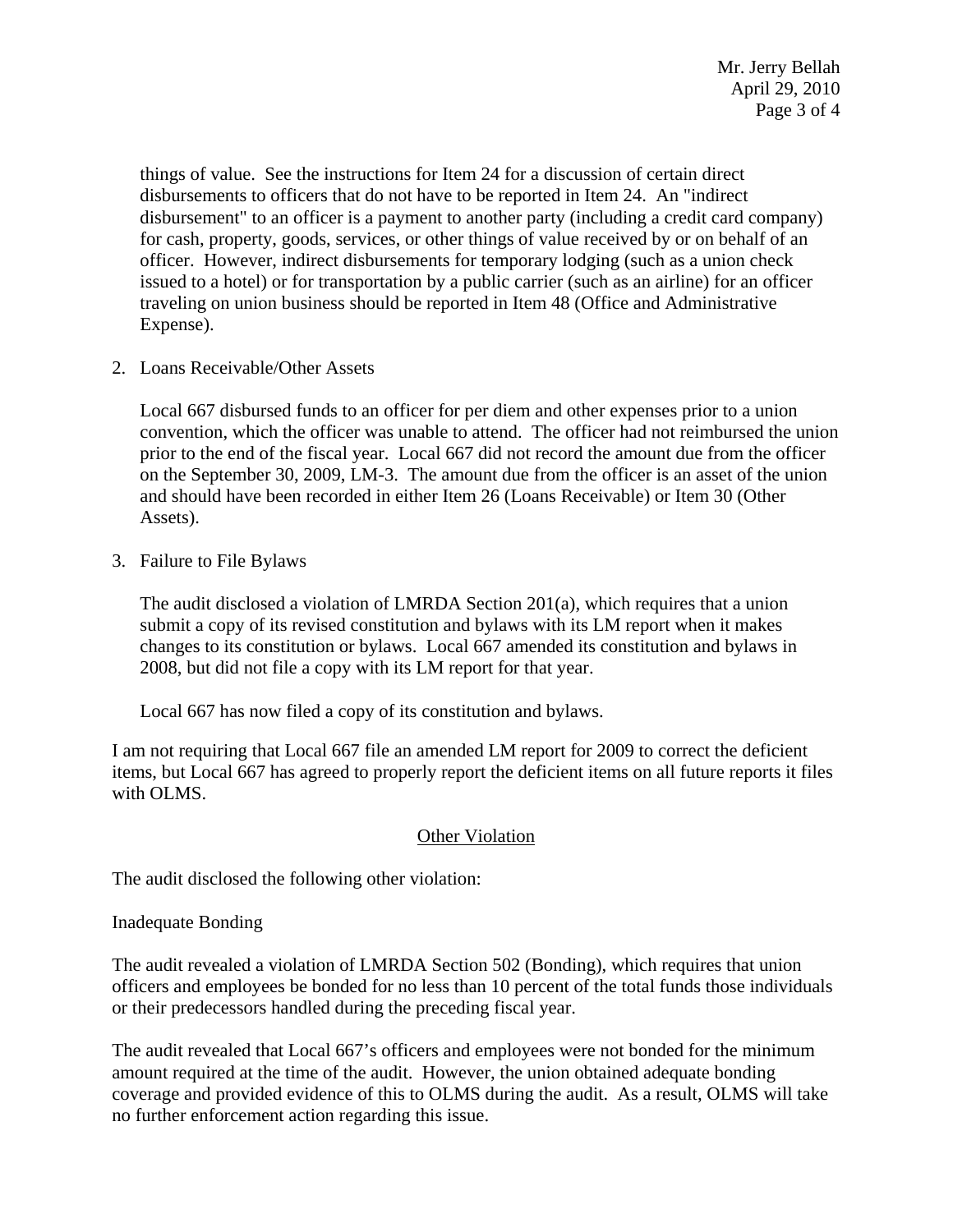things of value. See the instructions for Item 24 for a discussion of certain direct disbursements to officers that do not have to be reported in Item 24. An "indirect disbursement" to an officer is a payment to another party (including a credit card company) for cash, property, goods, services, or other things of value received by or on behalf of an officer. However, indirect disbursements for temporary lodging (such as a union check issued to a hotel) or for transportation by a public carrier (such as an airline) for an officer traveling on union business should be reported in Item 48 (Office and Administrative Expense).

2. Loans Receivable/Other Assets

   Local 667 disbursed funds to an officer for per diem and other expenses prior to a union convention, which the officer was unable to attend. The officer had not reimbursed the union prior to the end of the fiscal year. Local 667 did not record the amount due from the officer on the September 30, 2009, LM-3. The amount due from the officer is an asset of the union and should have been recorded in either Item 26 (Loans Receivable) or Item 30 (Other Assets).

3. Failure to File Bylaws

   The audit disclosed a violation of LMRDA Section 201(a), which requires that a union submit a copy of its revised constitution and bylaws with its LM report when it makes changes to its constitution or bylaws. Local 667 amended its constitution and bylaws in 2008, but did not file a copy with its LM report for that year.

   Local 667 has now filed a copy of its constitution and bylaws.

I am not requiring that Local 667 file an amended LM report for 2009 to correct the deficient items, but Local 667 has agreed to properly report the deficient items on all future reports it files with OLMS.

## Other Violation

The audit disclosed the following other violation:

Inadequate Bonding

The audit revealed a violation of LMRDA Section 502 (Bonding), which requires that union officers and employees be bonded for no less than 10 percent of the total funds those individuals or their predecessors handled during the preceding fiscal year.

The audit revealed that Local 667's officers and employees were not bonded for the minimum amount required at the time of the audit. However, the union obtained adequate bonding coverage and provided evidence of this to OLMS during the audit. As a result, OLMS will take no further enforcement action regarding this issue.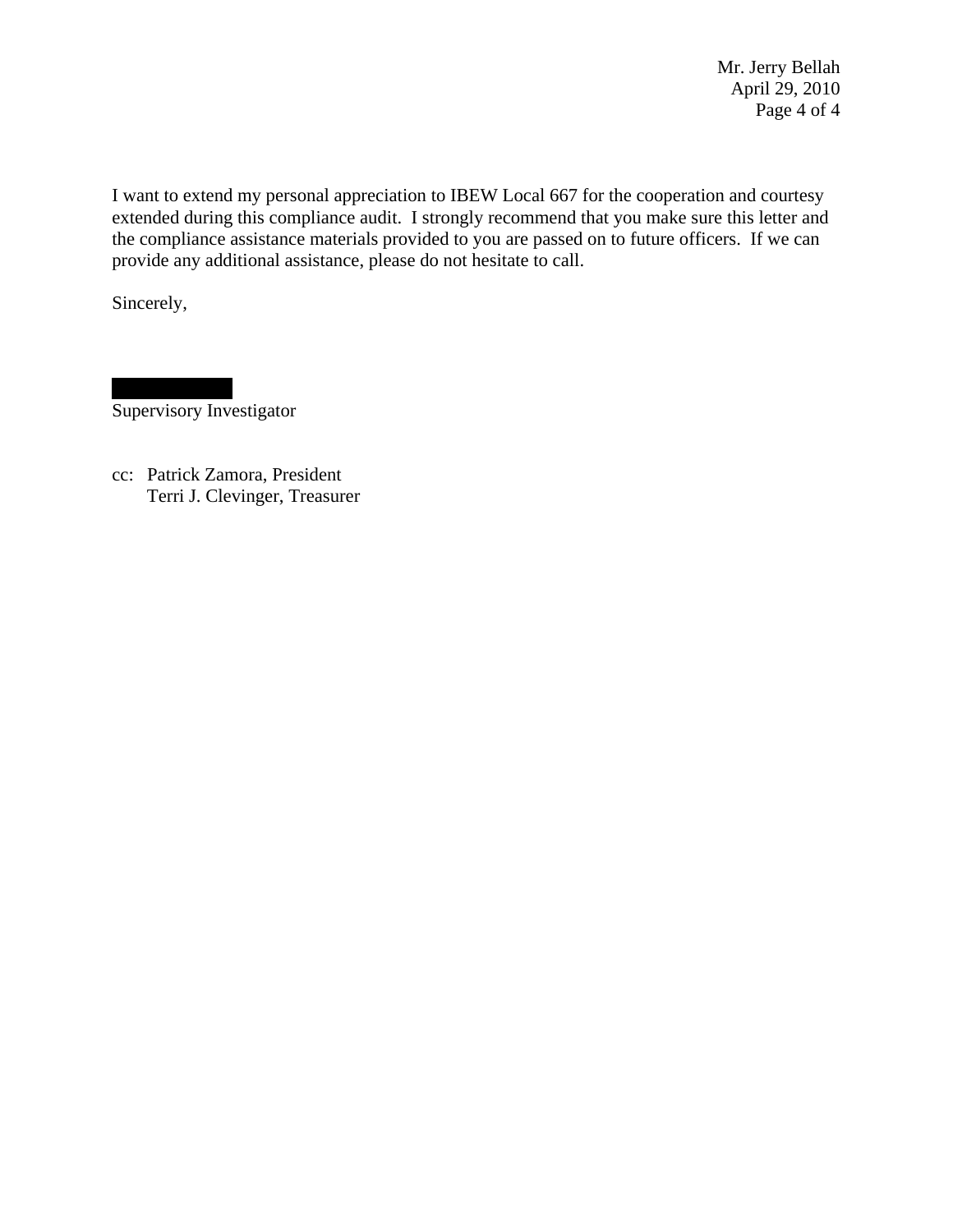I want to extend my personal appreciation to IBEW Local 667 for the cooperation and courtesy extended during this compliance audit. I strongly recommend that you make sure this letter and the compliance assistance materials provided to you are passed on to future officers. If we can provide any additional assistance, please do not hesitate to call.

Sincerely,

Supervisory Investigator

cc: Patrick Zamora, President
Terri J. Clevinger, Treasurer